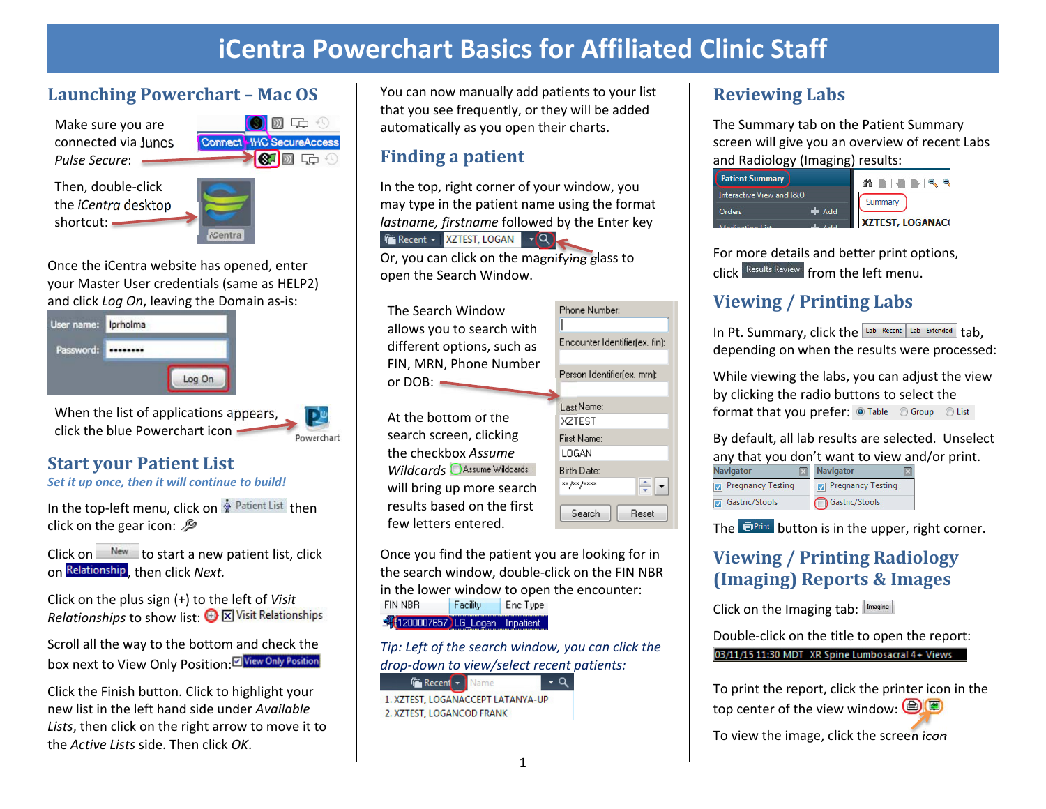# iCentra Powerchart Basics for Affiliated Clinic Staff

## Launching Powerchart – Mac OS

Make sure you are connected via Junos *Pulse Secure*:

Then, double-click the *iCentra* desktop shortcut:

Once the iCentra website has opened, enter your Master User credentials (same as HELP2) and click *Log On*, leaving the Domain as-is:

When the list of applications appears, click the blue Powerchart icon

## Start your Patient List

*Set it up once, then it will continue to build!*

In the top-left menu, click on Patient List then click on the gear icon:

Click on New to start a new patient list, click on Relationship, then click *Next.*

Click on the plus sign (+) to the left of *Visit Relationships* to show list:

Scroll all the way to the bottom and check the box next to View Only Position:

Click the Finish button. Click to highlight your new list in the left hand side under *Available Lists*, then click on the right arrow to move it to the *Active Lists* side. Then click *OK*.

You can now manually add patients to your list that you see frequently, or they will be added automatically as you open their charts.

## Finding a patient

In the top, right corner of your window, you may type in the patient name using the format *lastname, firstname* followed by the Enter key

Or, you can click on the magnifying glass to open the Search Window.

The Search Window allows you to search with different options, such as FIN, MRN, Phone Number or DOB:

At the bottom of the search screen, clicking the checkbox *Assume Wildcards* will bring up more search results based on the first few letters entered.

Once you find the patient you are looking for in the search window, double-click on the FIN NBR in the lower window to open the encounter:

*Tip: Left of the search window, you can click the drop-down to view/select recent patients:*

## Reviewing Labs

The Summary tab on the Patient Summary screen will give you an overview of recent Labs and Radiology (Imaging) results:

For more details and better print options, click Results Review from the left menu.

## Viewing / Printing Labs

In Pt. Summary, click the Lab - Recent Lab - Extended tab, depending on when the results were processed:

While viewing the labs, you can adjust the view by clicking the radio buttons to select the format that you prefer:

By default, all lab results are selected. Unselect any that you don't want to view and/or print.

The Print button is in the upper, right corner.

## Viewing / Printing Radiology (Imaging) Reports & Images

Click on the Imaging tab:

Double-click on the title to open the report:

To print the report, click the printer icon in the top center of the view window:

To view the image, click the screen icon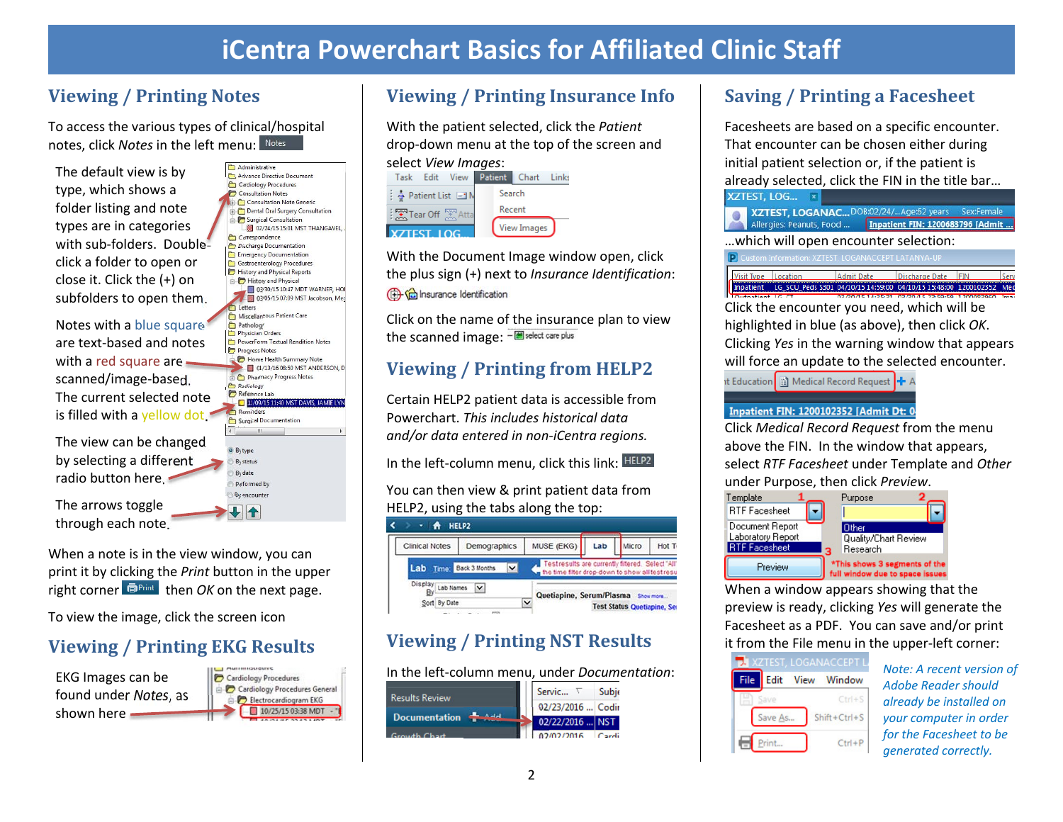# iCentra Powerchart Basics for Affiliated Clinic Staff

## Viewing / Printing Notes

To access the various types of clinical/hospital notes, click *Notes* in the left menu:

The default view is by type, which shows a folder listing and note types are in categories with sub-folders. Double-click a folder to open or close it. Click the (+) on subfolders to open them.

Notes with a blue square are text-based and notes with a red square are scanned/image-based. The current selected note is filled with a yellow dot.

The view can be changed by selecting a different radio button here.

The arrows toggle through each note.

When a note is in the view window, you can print it by clicking the *Print* button in the upper right corner then *OK* on the next page.

To view the image, click the screen icon

## Viewing / Printing EKG Results

EKG Images can be found under *Notes*, as shown here

## Viewing / Printing Insurance Info

With the patient selected, click the *Patient* drop-down menu at the top of the screen and select *View Images*:

With the Document Image window open, click the plus sign (+) next to *Insurance Identification*:

Click on the name of the insurance plan to view the scanned image:

## Viewing / Printing from HELP2

Certain HELP2 patient data is accessible from Powerchart. *This includes historical data and/or data entered in non-iCentra regions.*

In the left-column menu, click this link:

You can then view & print patient data from HELP2, using the tabs along the top:

## Viewing / Printing NST Results

In the left-column menu, under *Documentation*:

## Saving / Printing a Facesheet

Facesheets are based on a specific encounter. That encounter can be chosen either during initial patient selection or, if the patient is already selected, click the FIN in the title bar…

…which will open encounter selection:

Click the encounter you need, which will be highlighted in blue (as above), then click *OK*. Clicking *Yes* in the warning window that appears will force an update to the selected encounter.

Click *Medical Record Request* from the menu above the FIN. In the window that appears, select *RTF Facesheet* under Template and *Other* under Purpose, then click *Preview*.

When a window appears showing that the preview is ready, clicking *Yes* will generate the Facesheet as a PDF. You can save and/or print it from the File menu in the upper-left corner:

*Note: A recent version of Adobe Reader should already be installed on your computer in order for the Facesheet to be generated correctly.*